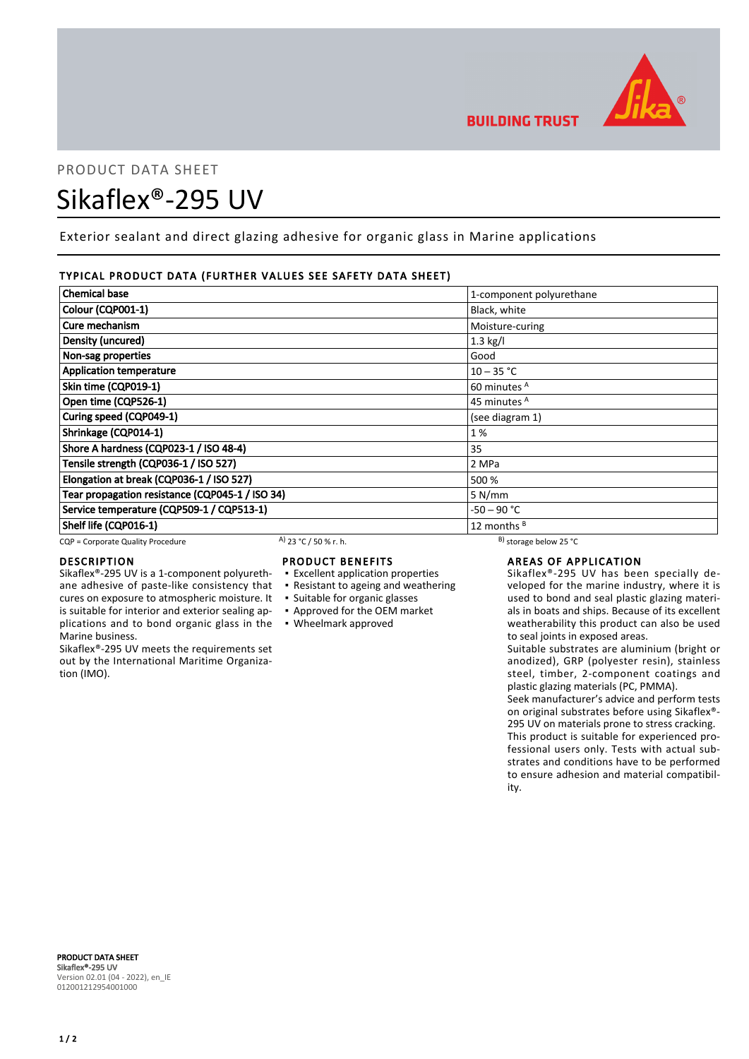PRODUCT DATA SHEET

# Sikaflex®-295 UV

Exterior sealant and direct glazing adhesive for organic glass in Marine applications

## TYPICAL PRODUCT DATA (FURTHER VALUES SEE SAFETY DATA SHEET)

| Property | Value |
|---|---|
| **Chemical base** | 1-component polyurethane |
| **Colour (CQP001-1)** | Black, white |
| **Cure mechanism** | Moisture-curing |
| **Density (uncured)** | 1.3 kg/l |
| **Non-sag properties** | Good |
| **Application temperature** | 10 – 35 °C |
| **Skin time (CQP019-1)** | 60 minutes [A] |
| **Open time (CQP526-1)** | 45 minutes [A] |
| **Curing speed (CQP049-1)** | (see diagram 1) |
| **Shrinkage (CQP014-1)** | 1 % |
| **Shore A hardness (CQP023-1 / ISO 48-4)** | 35 |
| **Tensile strength (CQP036-1 / ISO 527)** | 2 MPa |
| **Elongation at break (CQP036-1 / ISO 527)** | 500 % |
| **Tear propagation resistance (CQP045-1 / ISO 34)** | 5 N/mm |
| **Service temperature (CQP509-1 / CQP513-1)** | -50 – 90 °C |
| **Shelf life (CQP016-1)** | 12 months [B] |

CQP = Corporate Quality Procedure    [A] 23 °C / 50 % r. h.    [B] storage below 25 °C

## DESCRIPTION

Sikaflex®-295 UV is a 1-component polyurethane adhesive of paste-like consistency that cures on exposure to atmospheric moisture. It is suitable for interior and exterior sealing applications and to bond organic glass in the Marine business.

Sikaflex®-295 UV meets the requirements set out by the International Maritime Organization (IMO).

## PRODUCT BENEFITS

- Excellent application properties
- Resistant to ageing and weathering
- Suitable for organic glasses
- Approved for the OEM market
- Wheelmark approved

## AREAS OF APPLICATION

Sikaflex®-295 UV has been specially developed for the marine industry, where it is used to bond and seal plastic glazing materials in boats and ships. Because of its excellent weatherability this product can also be used to seal joints in exposed areas.

Suitable substrates are aluminium (bright or anodized), GRP (polyester resin), stainless steel, timber, 2-component coatings and plastic glazing materials (PC, PMMA).

Seek manufacturer's advice and perform tests on original substrates before using Sikaflex®-295 UV on materials prone to stress cracking.

This product is suitable for experienced professional users only. Tests with actual substrates and conditions have to be performed to ensure adhesion and material compatibility.

**PRODUCT DATA SHEET**
**Sikaflex®-295 UV**
Version 02.01 (04 - 2022), en_IE
012001212954001000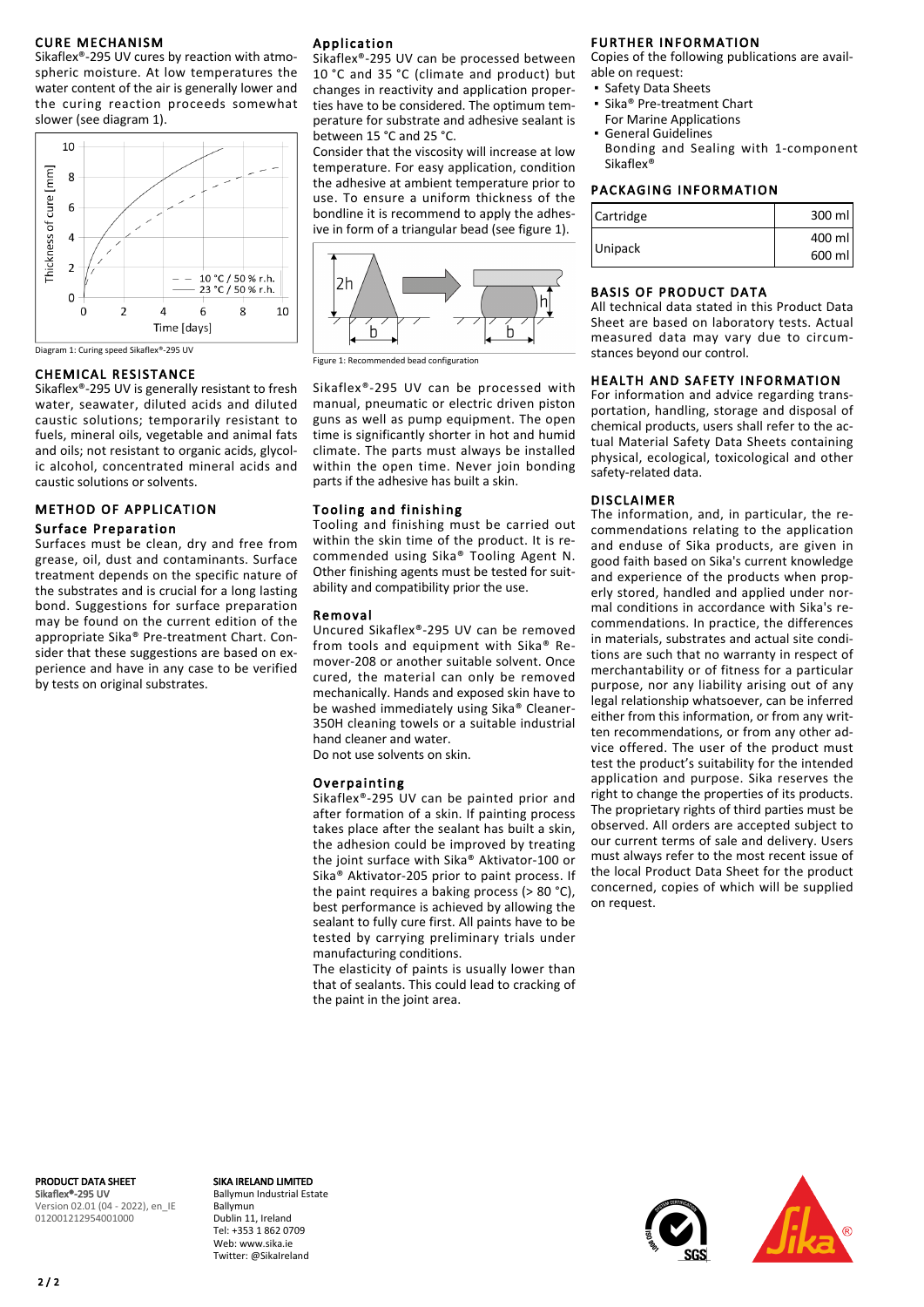## CURE MECHANISM

Sikaflex®-295 UV cures by reaction with atmospheric moisture. At low temperatures the water content of the air is generally lower and the curing reaction proceeds somewhat slower (see diagram 1).

10
8
6
4
2
0
Thickness of cure [mm]
0 2 4 6 8 10
Time [days]
10 °C / 50 % r.h.
23 °C / 50 % r.h.

Diagram 1: Curing speed Sikaflex®-295 UV

## CHEMICAL RESISTANCE

Sikaflex®-295 UV is generally resistant to fresh water, seawater, diluted acids and diluted caustic solutions; temporarily resistant to fuels, mineral oils, vegetable and animal fats and oils; not resistant to organic acids, glycolic alcohol, concentrated mineral acids and caustic solutions or solvents.

## METHOD OF APPLICATION

### Surface Preparation

Surfaces must be clean, dry and free from grease, oil, dust and contaminants. Surface treatment depends on the specific nature of the substrates and is crucial for a long lasting bond. Suggestions for surface preparation may be found on the current edition of the appropriate Sika® Pre-treatment Chart. Consider that these suggestions are based on experience and have in any case to be verified by tests on original substrates.

### Application

Sikaflex®-295 UV can be processed between 10 °C and 35 °C (climate and product) but changes in reactivity and application properties have to be considered. The optimum temperature for substrate and adhesive sealant is between 15 °C and 25 °C.

Consider that the viscosity will increase at low temperature. For easy application, condition the adhesive at ambient temperature prior to use. To ensure a uniform thickness of the bondline it is recommend to apply the adhesive in form of a triangular bead (see figure 1).

2h
b
h
b

Figure 1: Recommended bead configuration

Sikaflex®-295 UV can be processed with manual, pneumatic or electric driven piston guns as well as pump equipment. The open time is significantly shorter in hot and humid climate. The parts must always be installed within the open time. Never join bonding parts if the adhesive has built a skin.

### Tooling and finishing

Tooling and finishing must be carried out within the skin time of the product. It is recommended using Sika® Tooling Agent N. Other finishing agents must be tested for suitability and compatibility prior the use.

### Removal

Uncured Sikaflex®-295 UV can be removed from tools and equipment with Sika® Remover-208 or another suitable solvent. Once cured, the material can only be removed mechanically. Hands and exposed skin have to be washed immediately using Sika® Cleaner-350H cleaning towels or a suitable industrial hand cleaner and water.

Do not use solvents on skin.

### Overpainting

Sikaflex®-295 UV can be painted prior and after formation of a skin. If painting process takes place after the sealant has built a skin, the adhesion could be improved by treating the joint surface with Sika® Aktivator-100 or Sika® Aktivator-205 prior to paint process. If the paint requires a baking process (> 80 °C), best performance is achieved by allowing the sealant to fully cure first. All paints have to be tested by carrying preliminary trials under manufacturing conditions.

The elasticity of paints is usually lower than that of sealants. This could lead to cracking of the paint in the joint area.

## FURTHER INFORMATION

Copies of the following publications are available on request:

- Safety Data Sheets
- Sika® Pre-treatment Chart For Marine Applications
- General Guidelines Bonding and Sealing with 1-component Sikaflex®

## PACKAGING INFORMATION

| | |
|---|---|
| Cartridge | 300 ml |
| Unipack | 400 ml<br>600 ml |

## BASIS OF PRODUCT DATA

All technical data stated in this Product Data Sheet are based on laboratory tests. Actual measured data may vary due to circumstances beyond our control.

## HEALTH AND SAFETY INFORMATION

For information and advice regarding transportation, handling, storage and disposal of chemical products, users shall refer to the actual Material Safety Data Sheets containing physical, ecological, toxicological and other safety-related data.

## DISCLAIMER

The information, and, in particular, the recommendations relating to the application and enduse of Sika products, are given in good faith based on Sika's current knowledge and experience of the products when properly stored, handled and applied under normal conditions in accordance with Sika's recommendations. In practice, the differences in materials, substrates and actual site conditions are such that no warranty in respect of merchantability or of fitness for a particular purpose, nor any liability arising out of any legal relationship whatsoever, can be inferred either from this information, or from any written recommendations, or from any other advice offered. The user of the product must test the product's suitability for the intended application and purpose. Sika reserves the right to change the properties of its products. The proprietary rights of third parties must be observed. All orders are accepted subject to our current terms of sale and delivery. Users must always refer to the most recent issue of the local Product Data Sheet for the product concerned, copies of which will be supplied on request.

**PRODUCT DATA SHEET**
**Sikaflex®-295 UV**
Version 02.01 (04 - 2022), en_IE
012001212954001000

**SIKA IRELAND LIMITED**
Ballymun Industrial Estate
Ballymun
Dublin 11, Ireland
Tel: +353 1 862 0709
Web: www.sika.ie
Twitter: @SikaIreland